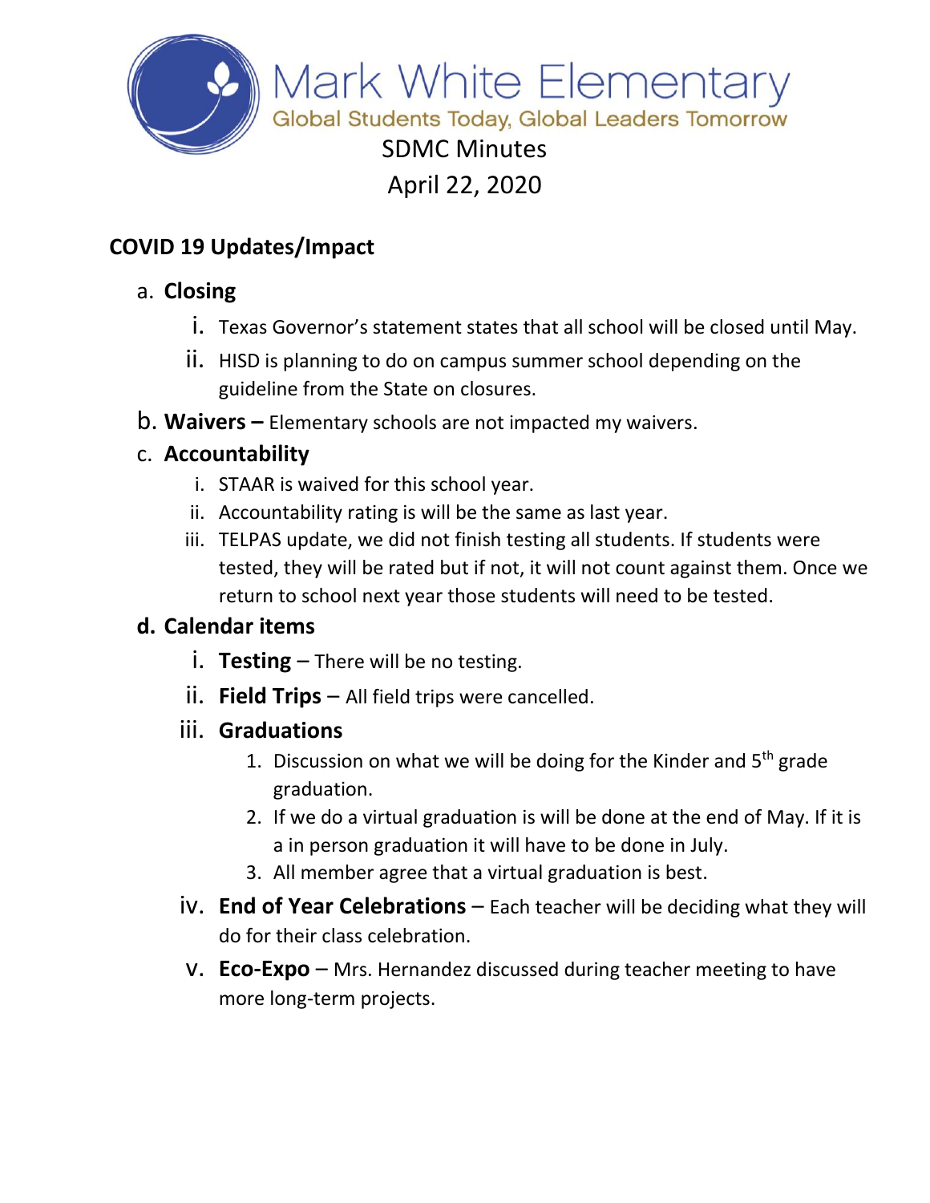# Mark White Elementary

Global Students Today, Global Leaders Tomorrow

## SDMC Minutes

## April 22, 2020

### COVID 19 Updates/Impact

a. **Closing**
   - i. Texas Governor's statement states that all school will be closed until May.
   - ii. HISD is planning to do on campus summer school depending on the guideline from the State on closures.

b. **Waivers –** Elementary schools are not impacted my waivers.

c. **Accountability**
   - i. STAAR is waived for this school year.
   - ii. Accountability rating is will be the same as last year.
   - iii. TELPAS update, we did not finish testing all students. If students were tested, they will be rated but if not, it will not count against them. Once we return to school next year those students will need to be tested.

d. **Calendar items**
   - i. **Testing** – There will be no testing.
   - ii. **Field Trips** – All field trips were cancelled.
   - iii. **Graduations**
     1. Discussion on what we will be doing for the Kinder and 5th grade graduation.
     2. If we do a virtual graduation is will be done at the end of May. If it is a in person graduation it will have to be done in July.
     3. All member agree that a virtual graduation is best.
   - iv. **End of Year Celebrations** – Each teacher will be deciding what they will do for their class celebration.
   - v. **Eco-Expo** – Mrs. Hernandez discussed during teacher meeting to have more long-term projects.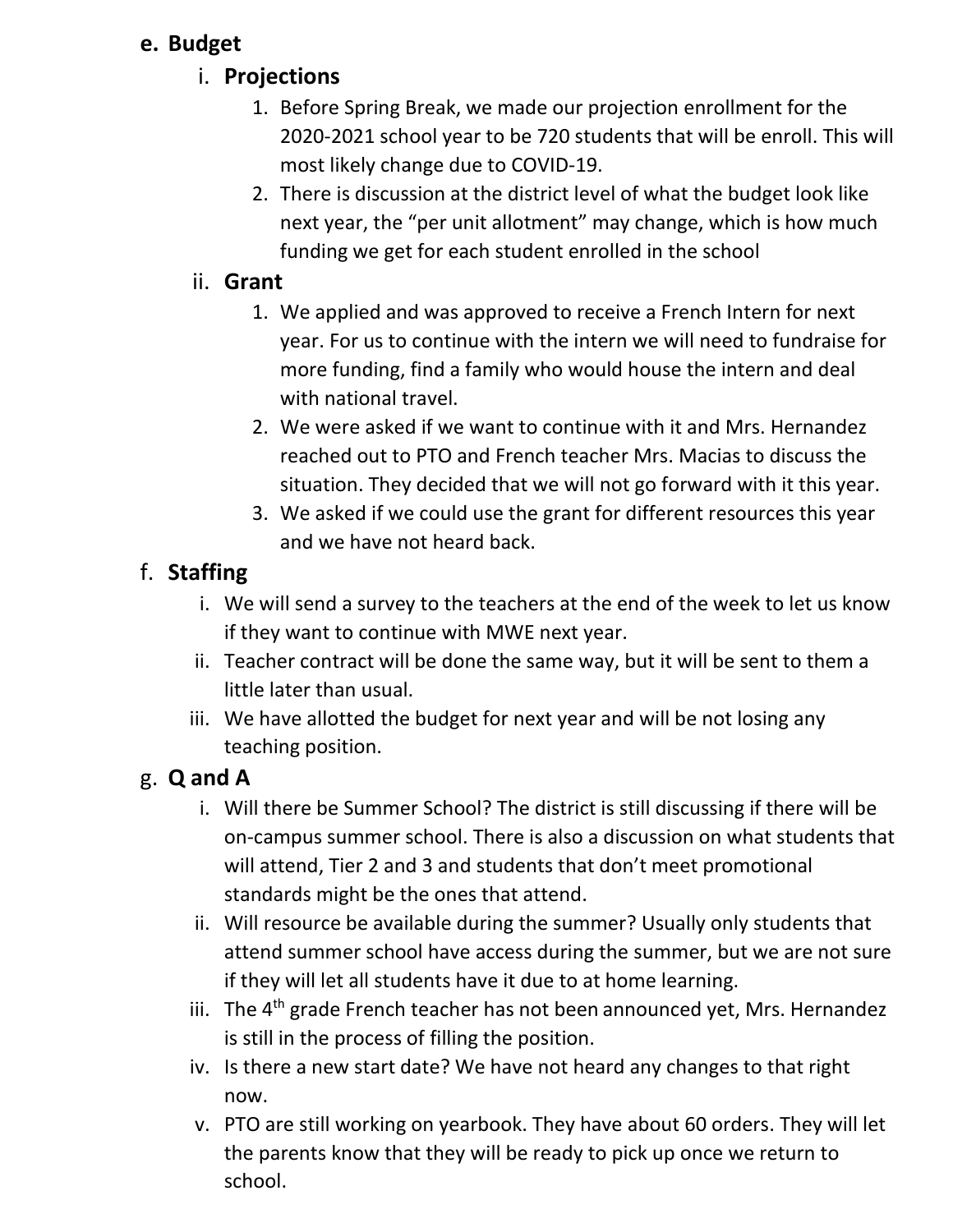e. **Budget**

   i. **Projections**

      1. Before Spring Break, we made our projection enrollment for the 2020-2021 school year to be 720 students that will be enroll. This will most likely change due to COVID-19.
      2. There is discussion at the district level of what the budget look like next year, the "per unit allotment" may change, which is how much funding we get for each student enrolled in the school

   ii. **Grant**

      1. We applied and was approved to receive a French Intern for next year. For us to continue with the intern we will need to fundraise for more funding, find a family who would house the intern and deal with national travel.
      2. We were asked if we want to continue with it and Mrs. Hernandez reached out to PTO and French teacher Mrs. Macias to discuss the situation. They decided that we will not go forward with it this year.
      3. We asked if we could use the grant for different resources this year and we have not heard back.

f. **Staffing**

   i. We will send a survey to the teachers at the end of the week to let us know if they want to continue with MWE next year.

   ii. Teacher contract will be done the same way, but it will be sent to them a little later than usual.

   iii. We have allotted the budget for next year and will be not losing any teaching position.

g. **Q and A**

   i. Will there be Summer School? The district is still discussing if there will be on-campus summer school. There is also a discussion on what students that will attend, Tier 2 and 3 and students that don't meet promotional standards might be the ones that attend.

   ii. Will resource be available during the summer? Usually only students that attend summer school have access during the summer, but we are not sure if they will let all students have it due to at home learning.

   iii. The 4th grade French teacher has not been announced yet, Mrs. Hernandez is still in the process of filling the position.

   iv. Is there a new start date? We have not heard any changes to that right now.

   v. PTO are still working on yearbook. They have about 60 orders. They will let the parents know that they will be ready to pick up once we return to school.